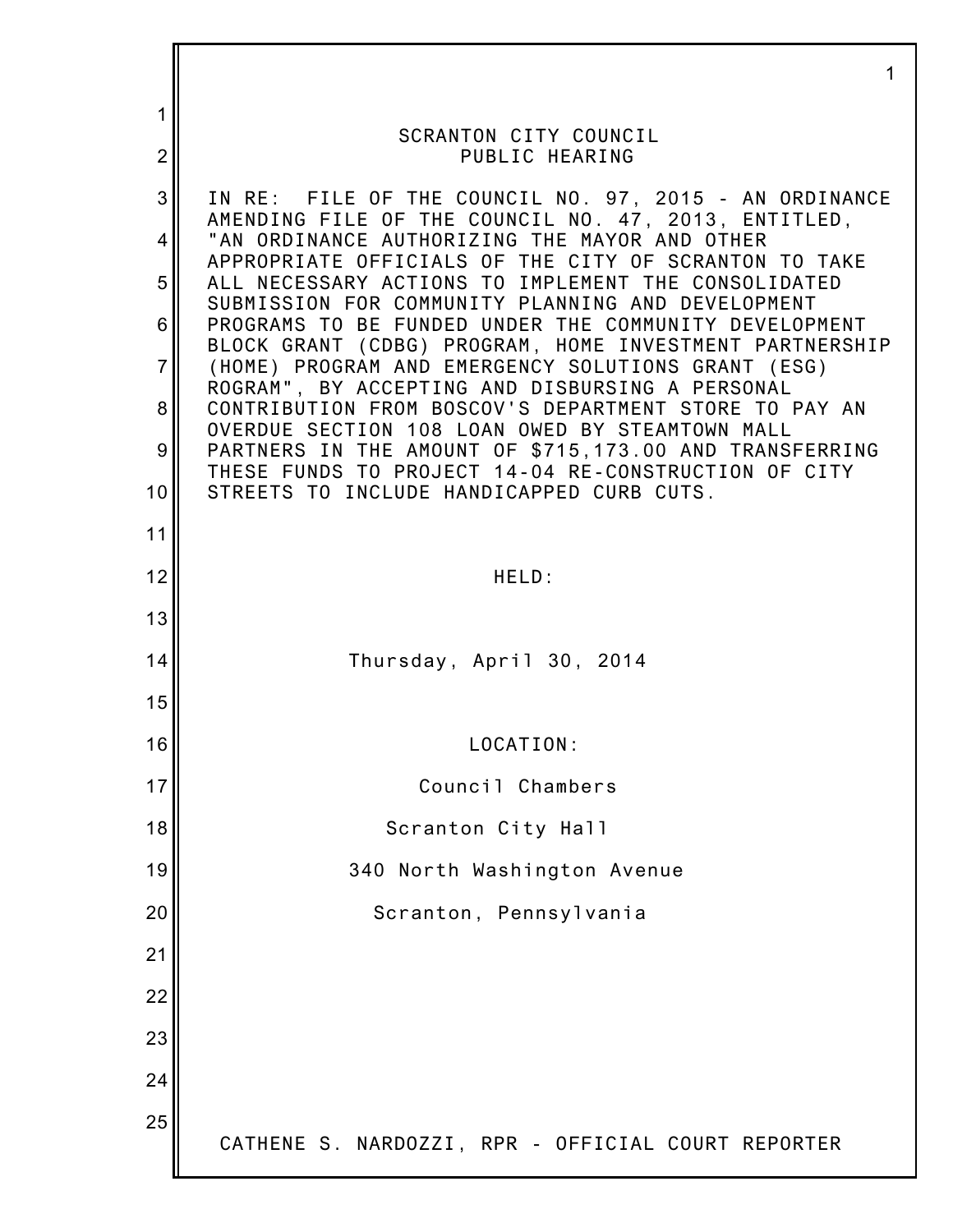# SCRANTON CITY COUNCIL
## PUBLIC HEARING

IN RE: FILE OF THE COUNCIL NO. 97, 2015 - AN ORDINANCE AMENDING FILE OF THE COUNCIL NO. 47, 2013, ENTITLED, "AN ORDINANCE AUTHORIZING THE MAYOR AND OTHER APPROPRIATE OFFICIALS OF THE CITY OF SCRANTON TO TAKE ALL NECESSARY ACTIONS TO IMPLEMENT THE CONSOLIDATED SUBMISSION FOR COMMUNITY PLANNING AND DEVELOPMENT PROGRAMS TO BE FUNDED UNDER THE COMMUNITY DEVELOPMENT BLOCK GRANT (CDBG) PROGRAM, HOME INVESTMENT PARTNERSHIP (HOME) PROGRAM AND EMERGENCY SOLUTIONS GRANT (ESG) ROGRAM", BY ACCEPTING AND DISBURSING A PERSONAL CONTRIBUTION FROM BOSCOV'S DEPARTMENT STORE TO PAY AN OVERDUE SECTION 108 LOAN OWED BY STEAMTOWN MALL PARTNERS IN THE AMOUNT OF $715,173.00 AND TRANSFERRING THESE FUNDS TO PROJECT 14-04 RE-CONSTRUCTION OF CITY STREETS TO INCLUDE HANDICAPPED CURB CUTS.

HELD:

Thursday, April 30, 2014

LOCATION:

Council Chambers

Scranton City Hall

340 North Washington Avenue

Scranton, Pennsylvania

CATHENE S. NARDOZZI, RPR - OFFICIAL COURT REPORTER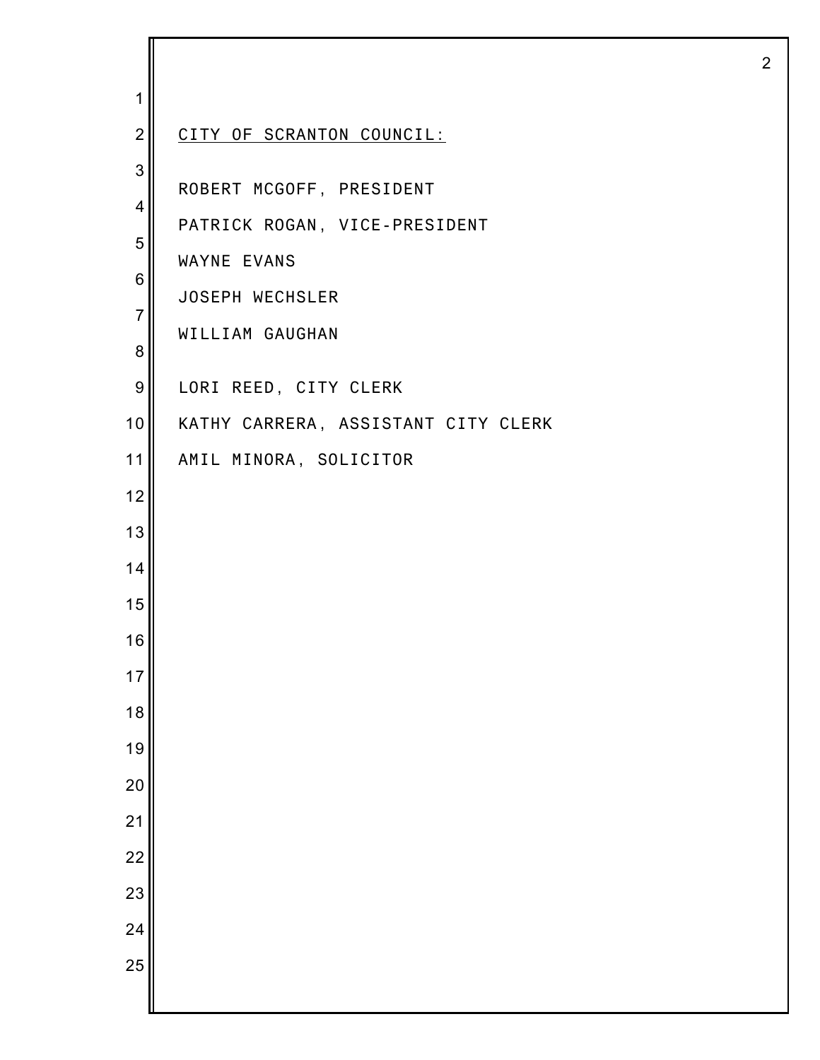CITY OF SCRANTON COUNCIL:

ROBERT MCGOFF, PRESIDENT

PATRICK ROGAN, VICE-PRESIDENT

WAYNE EVANS

JOSEPH WECHSLER

WILLIAM GAUGHAN

LORI REED, CITY CLERK

KATHY CARRERA, ASSISTANT CITY CLERK

AMIL MINORA, SOLICITOR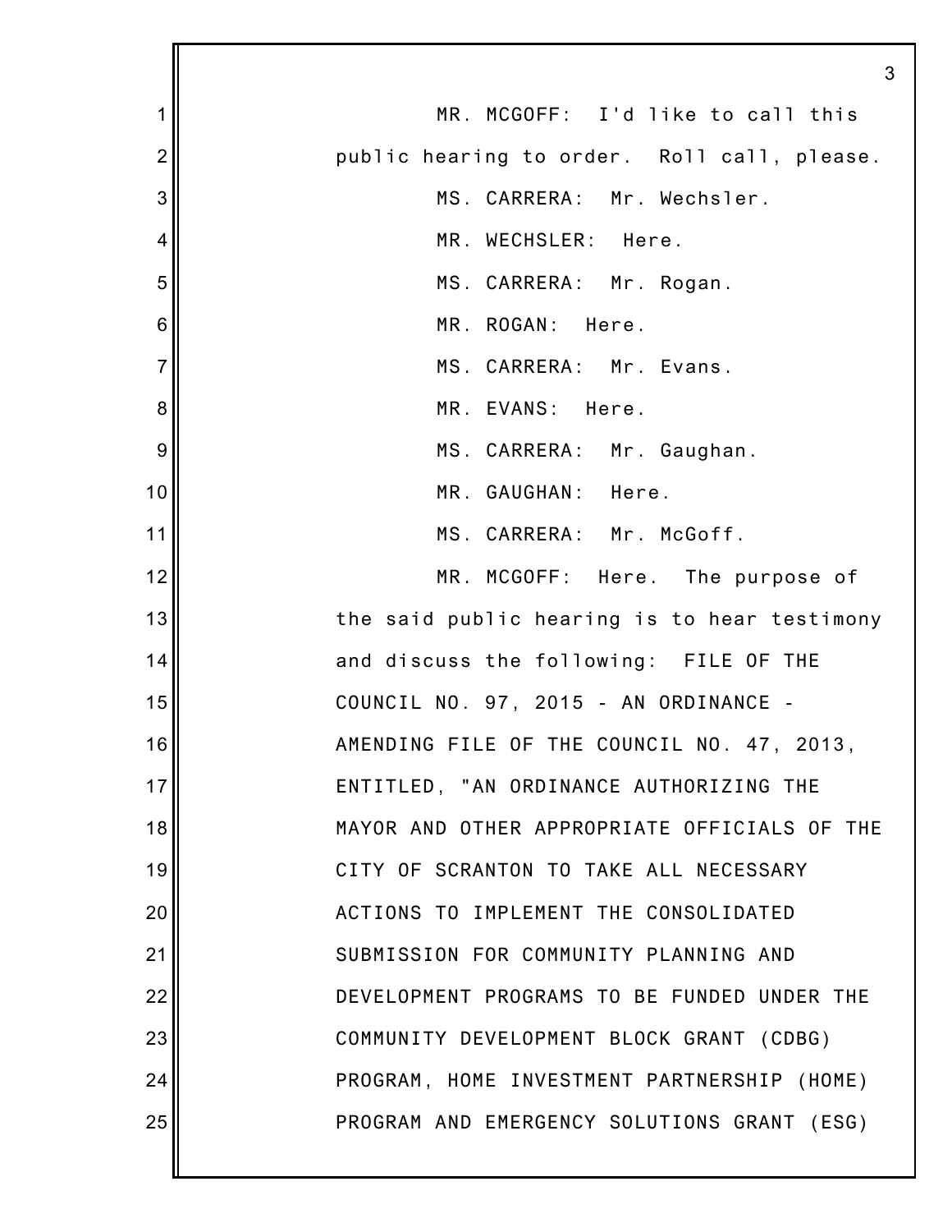MR. MCGOFF: I'd like to call this public hearing to order. Roll call, please.

MS. CARRERA: Mr. Wechsler.

MR. WECHSLER: Here.

MS. CARRERA: Mr. Rogan.

MR. ROGAN: Here.

MS. CARRERA: Mr. Evans.

MR. EVANS: Here.

MS. CARRERA: Mr. Gaughan.

MR. GAUGHAN: Here.

MS. CARRERA: Mr. McGoff.

MR. MCGOFF: Here. The purpose of the said public hearing is to hear testimony and discuss the following: FILE OF THE COUNCIL NO. 97, 2015 - AN ORDINANCE - AMENDING FILE OF THE COUNCIL NO. 47, 2013, ENTITLED, "AN ORDINANCE AUTHORIZING THE MAYOR AND OTHER APPROPRIATE OFFICIALS OF THE CITY OF SCRANTON TO TAKE ALL NECESSARY ACTIONS TO IMPLEMENT THE CONSOLIDATED SUBMISSION FOR COMMUNITY PLANNING AND DEVELOPMENT PROGRAMS TO BE FUNDED UNDER THE COMMUNITY DEVELOPMENT BLOCK GRANT (CDBG) PROGRAM, HOME INVESTMENT PARTNERSHIP (HOME) PROGRAM AND EMERGENCY SOLUTIONS GRANT (ESG)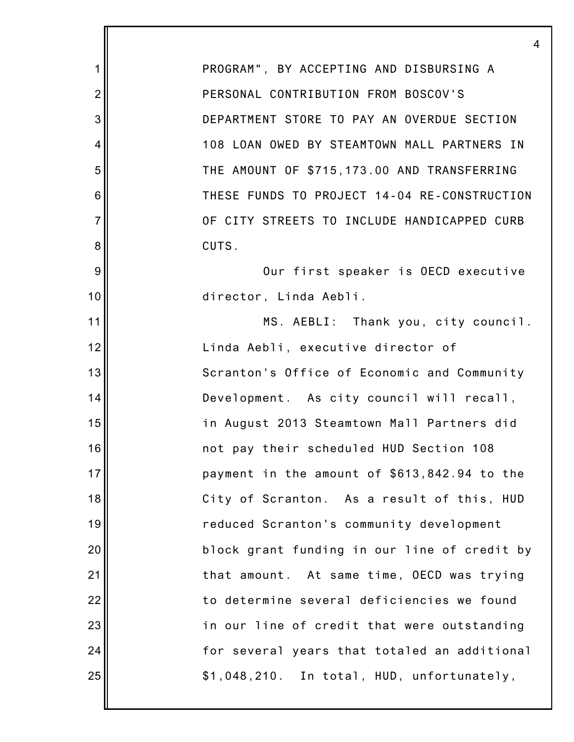PROGRAM", BY ACCEPTING AND DISBURSING A PERSONAL CONTRIBUTION FROM BOSCOV'S DEPARTMENT STORE TO PAY AN OVERDUE SECTION 108 LOAN OWED BY STEAMTOWN MALL PARTNERS IN THE AMOUNT OF $715,173.00 AND TRANSFERRING THESE FUNDS TO PROJECT 14-04 RE-CONSTRUCTION OF CITY STREETS TO INCLUDE HANDICAPPED CURB CUTS.

Our first speaker is OECD executive director, Linda Aebli.

MS. AEBLI: Thank you, city council. Linda Aebli, executive director of Scranton's Office of Economic and Community Development. As city council will recall, in August 2013 Steamtown Mall Partners did not pay their scheduled HUD Section 108 payment in the amount of $613,842.94 to the City of Scranton. As a result of this, HUD reduced Scranton's community development block grant funding in our line of credit by that amount. At same time, OECD was trying to determine several deficiencies we found in our line of credit that were outstanding for several years that totaled an additional $1,048,210. In total, HUD, unfortunately,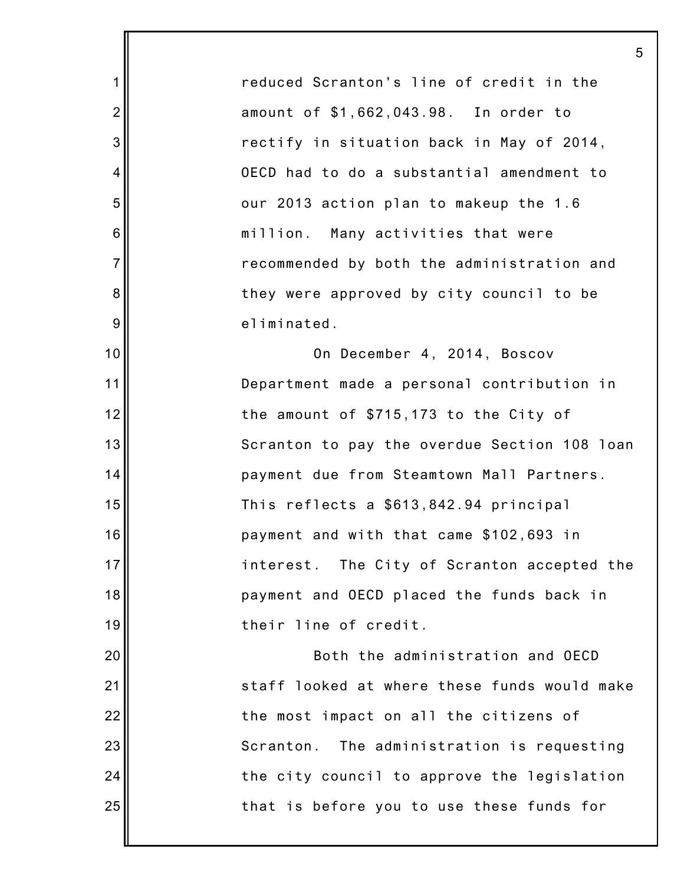reduced Scranton's line of credit in the amount of $1,662,043.98. In order to rectify in situation back in May of 2014, OECD had to do a substantial amendment to our 2013 action plan to makeup the 1.6 million. Many activities that were recommended by both the administration and they were approved by city council to be eliminated.

On December 4, 2014, Boscov Department made a personal contribution in the amount of $715,173 to the City of Scranton to pay the overdue Section 108 loan payment due from Steamtown Mall Partners. This reflects a $613,842.94 principal payment and with that came $102,693 in interest. The City of Scranton accepted the payment and OECD placed the funds back in their line of credit.

Both the administration and OECD staff looked at where these funds would make the most impact on all the citizens of Scranton. The administration is requesting the city council to approve the legislation that is before you to use these funds for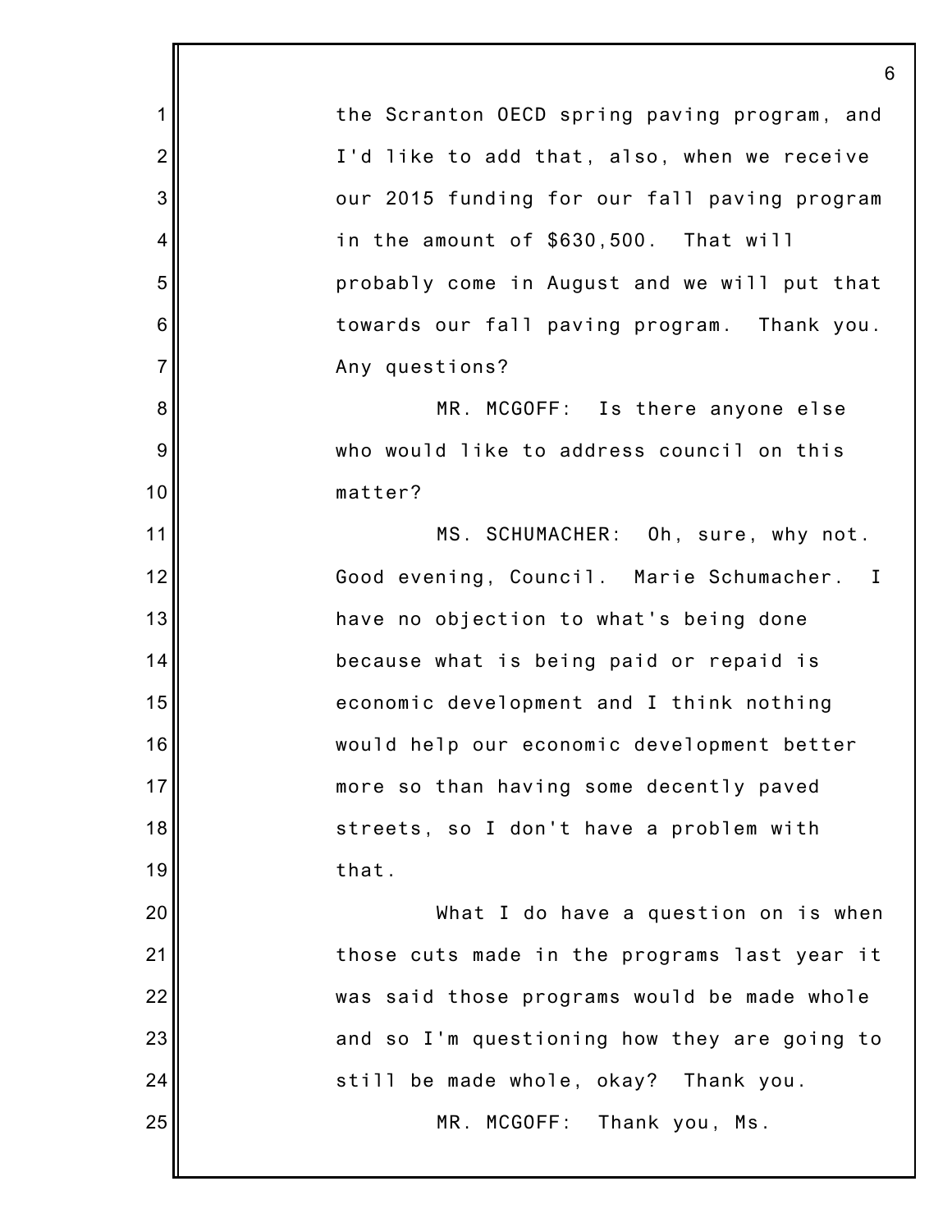the Scranton OECD spring paving program, and I'd like to add that, also, when we receive our 2015 funding for our fall paving program in the amount of $630,500. That will probably come in August and we will put that towards our fall paving program. Thank you. Any questions?

MR. MCGOFF: Is there anyone else who would like to address council on this matter?

MS. SCHUMACHER: Oh, sure, why not. Good evening, Council. Marie Schumacher. I have no objection to what's being done because what is being paid or repaid is economic development and I think nothing would help our economic development better more so than having some decently paved streets, so I don't have a problem with that.

What I do have a question on is when those cuts made in the programs last year it was said those programs would be made whole and so I'm questioning how they are going to still be made whole, okay? Thank you.

MR. MCGOFF: Thank you, Ms.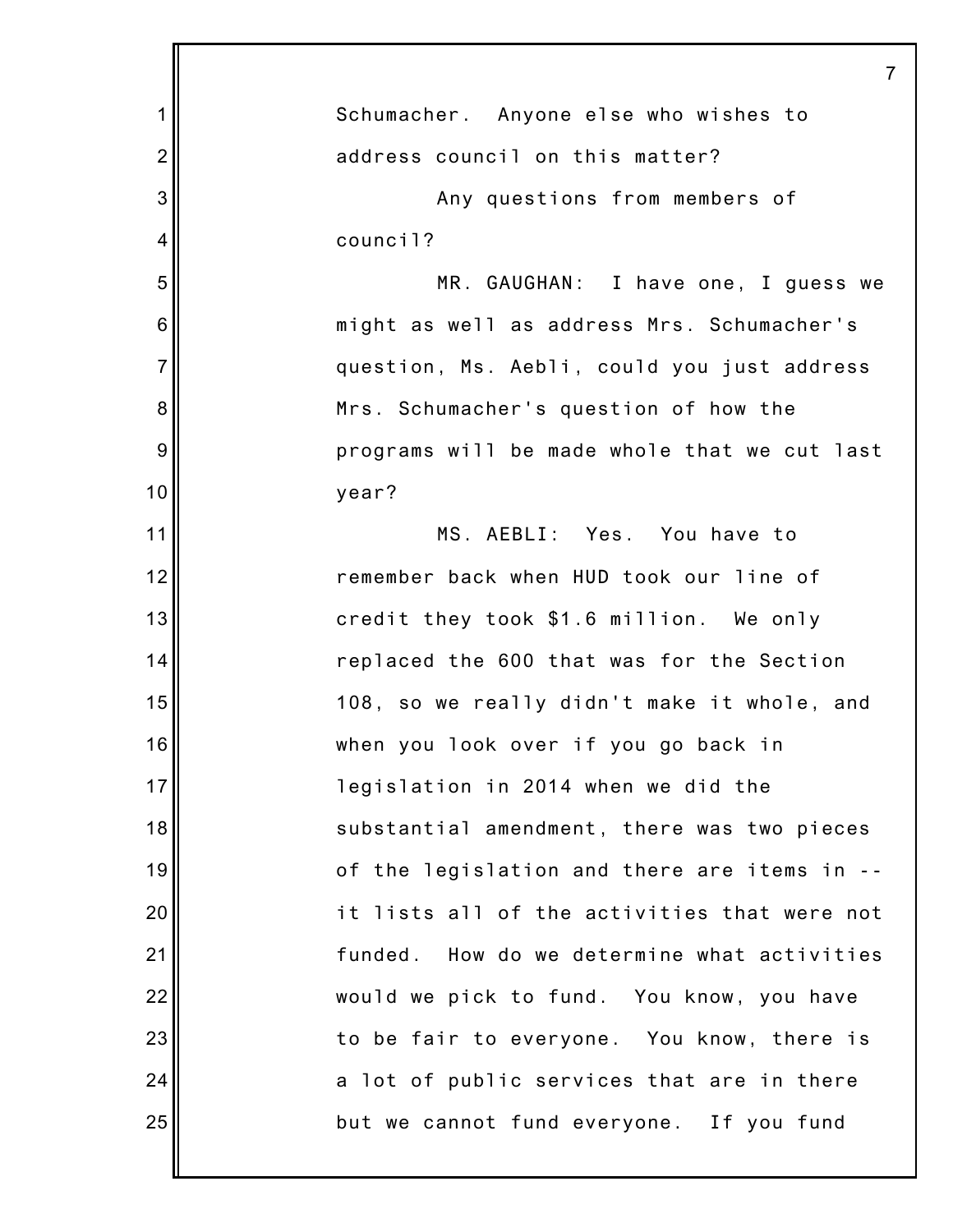Schumacher. Anyone else who wishes to address council on this matter?

Any questions from members of council?

MR. GAUGHAN: I have one, I guess we might as well as address Mrs. Schumacher's question, Ms. Aebli, could you just address Mrs. Schumacher's question of how the programs will be made whole that we cut last year?

MS. AEBLI: Yes. You have to remember back when HUD took our line of credit they took $1.6 million. We only replaced the 600 that was for the Section 108, so we really didn't make it whole, and when you look over if you go back in legislation in 2014 when we did the substantial amendment, there was two pieces of the legislation and there are items in -- it lists all of the activities that were not funded. How do we determine what activities would we pick to fund. You know, you have to be fair to everyone. You know, there is a lot of public services that are in there but we cannot fund everyone. If you fund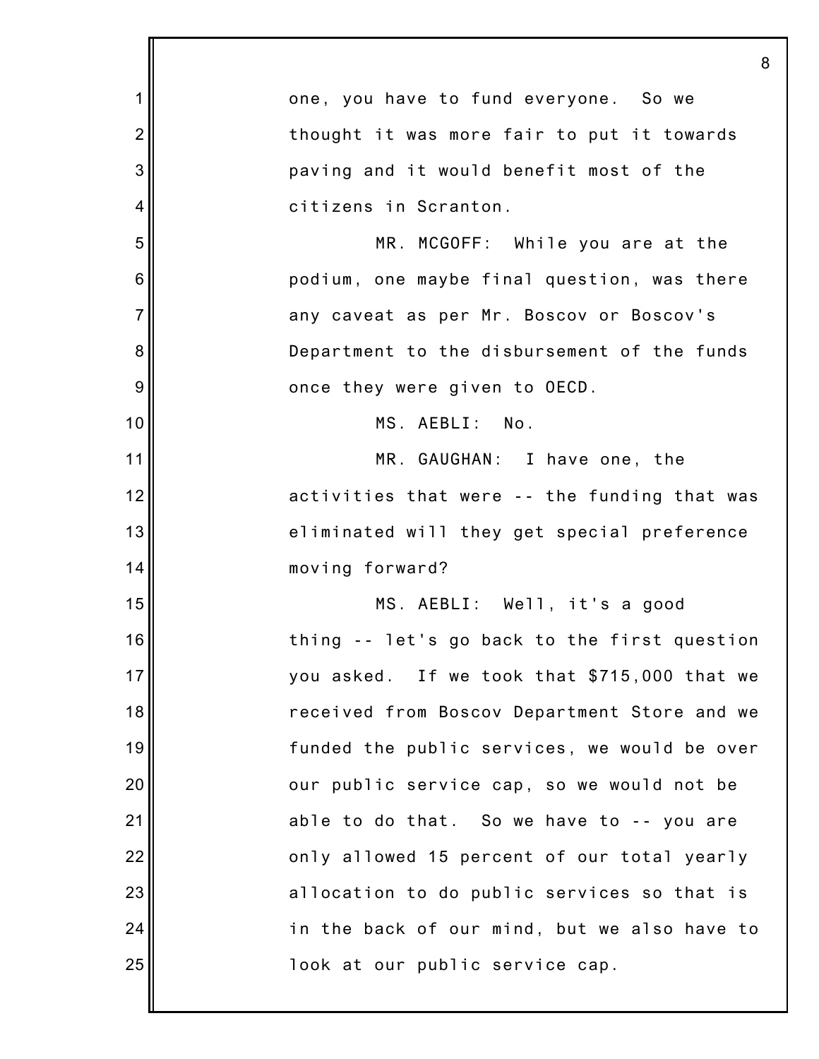one, you have to fund everyone. So we thought it was more fair to put it towards paving and it would benefit most of the citizens in Scranton.

MR. MCGOFF: While you are at the podium, one maybe final question, was there any caveat as per Mr. Boscov or Boscov's Department to the disbursement of the funds once they were given to OECD.

MS. AEBLI: No.

MR. GAUGHAN: I have one, the activities that were -- the funding that was eliminated will they get special preference moving forward?

MS. AEBLI: Well, it's a good thing -- let's go back to the first question you asked. If we took that $715,000 that we received from Boscov Department Store and we funded the public services, we would be over our public service cap, so we would not be able to do that. So we have to -- you are only allowed 15 percent of our total yearly allocation to do public services so that is in the back of our mind, but we also have to look at our public service cap.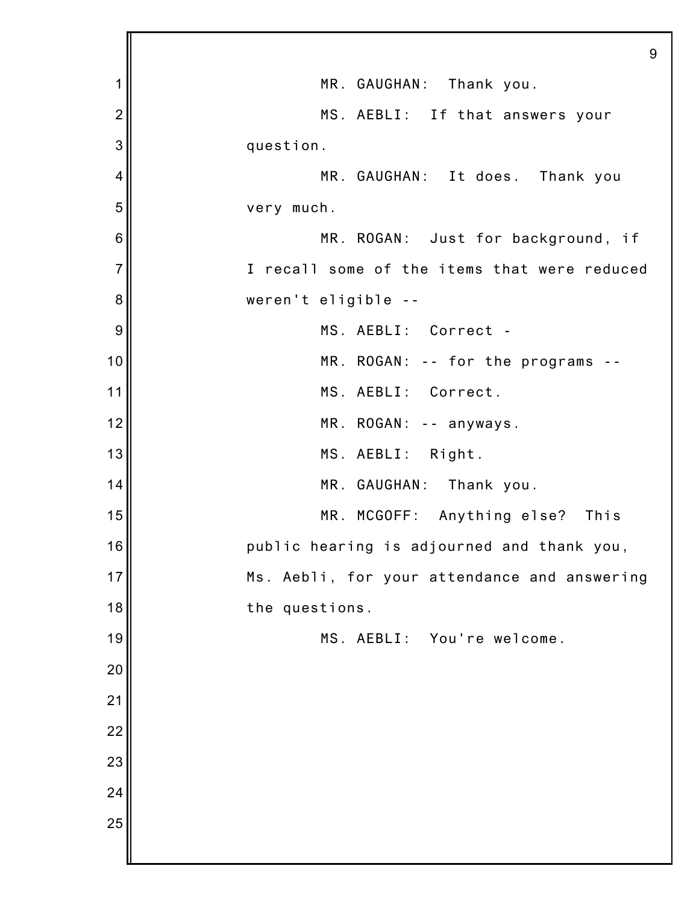MR. GAUGHAN: Thank you.

MS. AEBLI: If that answers your question.

MR. GAUGHAN: It does. Thank you very much.

MR. ROGAN: Just for background, if I recall some of the items that were reduced weren't eligible --

MS. AEBLI: Correct -

MR. ROGAN: -- for the programs --

MS. AEBLI: Correct.

MR. ROGAN: -- anyways.

MS. AEBLI: Right.

MR. GAUGHAN: Thank you.

MR. MCGOFF: Anything else? This public hearing is adjourned and thank you, Ms. Aebli, for your attendance and answering the questions.

MS. AEBLI: You're welcome.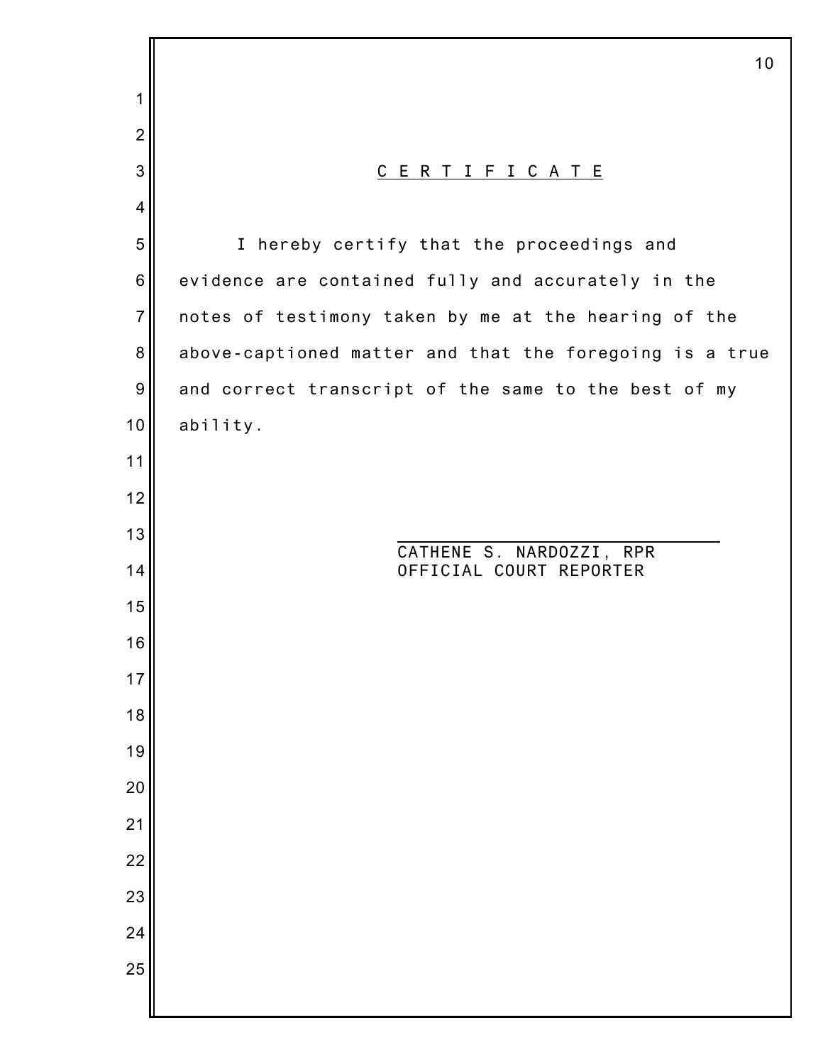# C E R T I F I C A T E

I hereby certify that the proceedings and evidence are contained fully and accurately in the notes of testimony taken by me at the hearing of the above-captioned matter and that the foregoing is a true and correct transcript of the same to the best of my ability.

CATHENE S. NARDOZZI, RPR
OFFICIAL COURT REPORTER